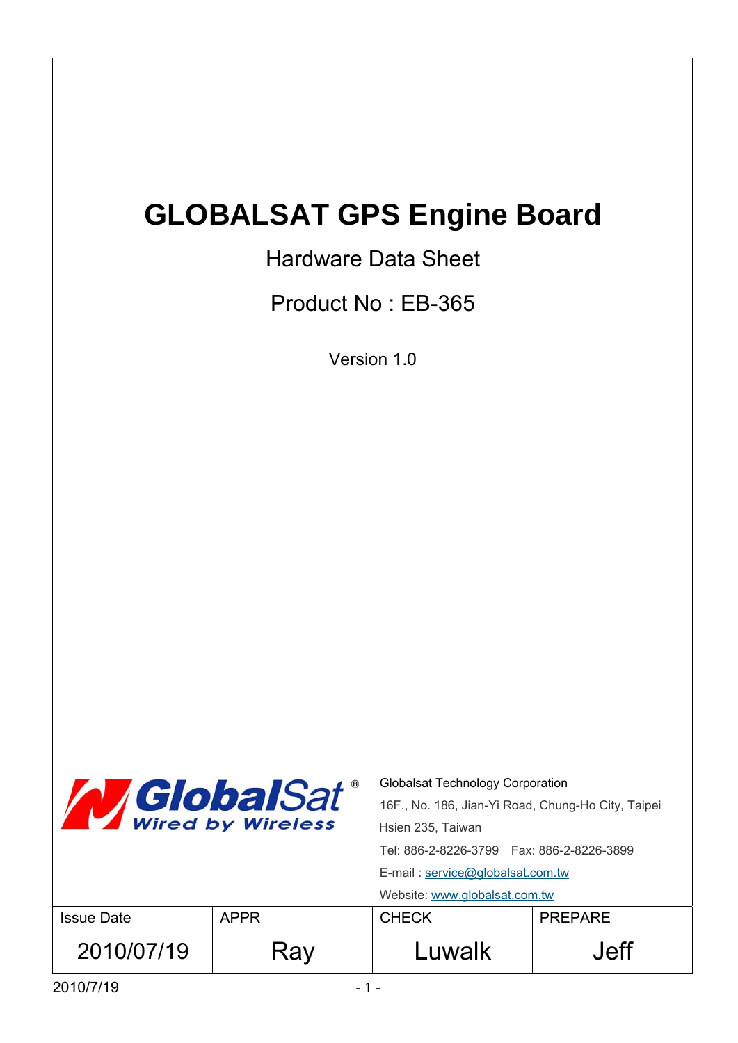# GLOBALSAT GPS Engine Board

## Hardware Data Sheet

## Product No : EB-365

Version 1.0

GlobalSat® Wired by Wireless

Globalsat Technology Corporation
16F., No. 186, Jian-Yi Road, Chung-Ho City, Taipei Hsien 235, Taiwan
Tel: 886-2-8226-3799 Fax: 886-2-8226-3899
E-mail : service@globalsat.com.tw
Website: www.globalsat.com.tw

| Issue Date | APPR | CHECK | PREPARE |
|---|---|---|---|
| 2010/07/19 | Ray | Luwalk | Jeff |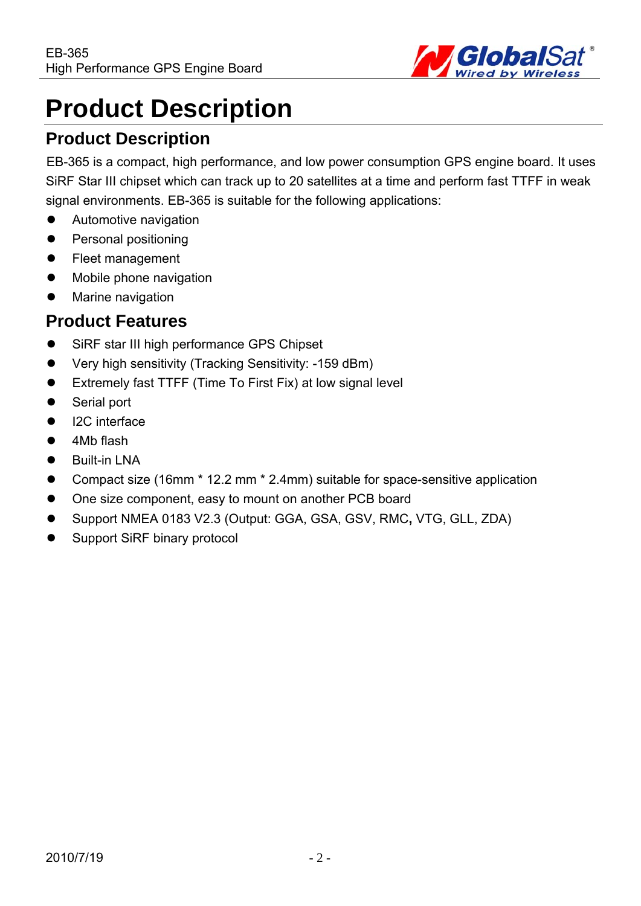# Product Description

## Product Description

EB-365 is a compact, high performance, and low power consumption GPS engine board. It uses SiRF Star III chipset which can track up to 20 satellites at a time and perform fast TTFF in weak signal environments. EB-365 is suitable for the following applications:

- Automotive navigation
- Personal positioning
- Fleet management
- Mobile phone navigation
- Marine navigation

## Product Features

- SiRF star III high performance GPS Chipset
- Very high sensitivity (Tracking Sensitivity: -159 dBm)
- Extremely fast TTFF (Time To First Fix) at low signal level
- Serial port
- I2C interface
- 4Mb flash
- Built-in LNA
- Compact size (16mm * 12.2 mm * 2.4mm) suitable for space-sensitive application
- One size component, easy to mount on another PCB board
- Support NMEA 0183 V2.3 (Output: GGA, GSA, GSV, RMC, VTG, GLL, ZDA)
- Support SiRF binary protocol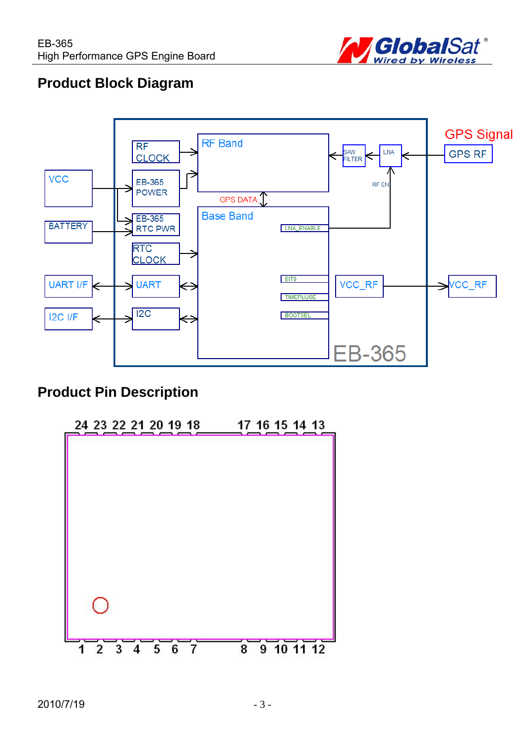## Product Block Diagram

GPS Signal

GPS RF

RF CLOCK

RF Band

SAW FILTER

LNA

VCC

EB-365 POWER

RF EN

GPS DATA

BATTERY

EB-365 RTC PWR

Base Band

LNA_ENABLE

RTC CLOCK

UART I/F

UART

EIT0

VCC_RF

VCC_RF

TIMEPLUSE

I2C I/F

I2C

BOOTSEL

EB-365

## Product Pin Description

24 23 22 21 20 19 18 17 16 15 14 13

1 2 3 4 5 6 7 8 9 10 11 12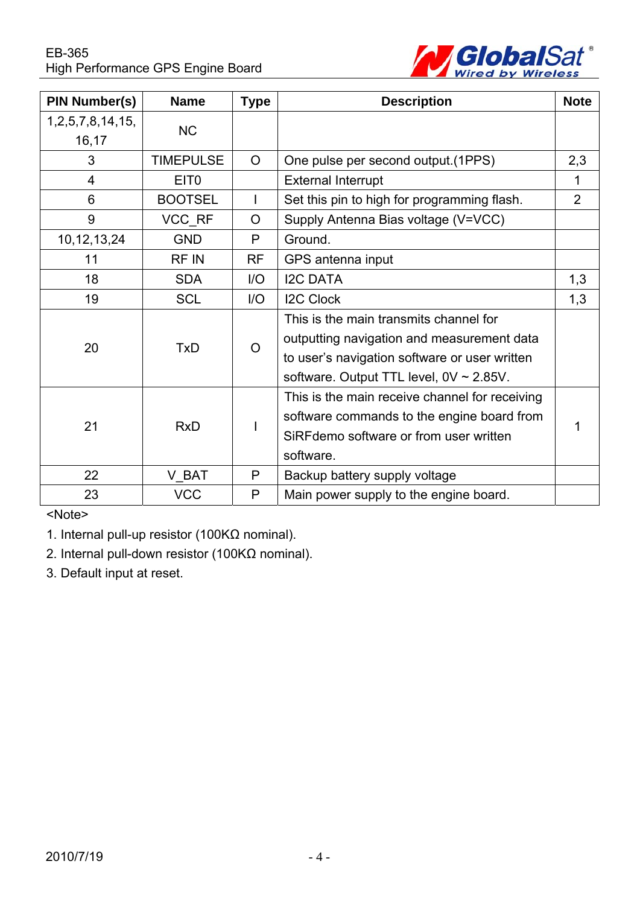| PIN Number(s) | Name | Type | Description | Note |
|---|---|---|---|---|
| 1,2,5,7,8,14,15, 16,17 | NC | | | |
| 3 | TIMEPULSE | O | One pulse per second output.(1PPS) | 2,3 |
| 4 | EIT0 | | External Interrupt | 1 |
| 6 | BOOTSEL | I | Set this pin to high for programming flash. | 2 |
| 9 | VCC_RF | O | Supply Antenna Bias voltage (V=VCC) | |
| 10,12,13,24 | GND | P | Ground. | |
| 11 | RF IN | RF | GPS antenna input | |
| 18 | SDA | I/O | I2C DATA | 1,3 |
| 19 | SCL | I/O | I2C Clock | 1,3 |
| 20 | TxD | O | This is the main transmits channel for outputting navigation and measurement data to user's navigation software or user written software. Output TTL level, 0V ~ 2.85V. | |
| 21 | RxD | I | This is the main receive channel for receiving software commands to the engine board from SiRFdemo software or from user written software. | 1 |
| 22 | V_BAT | P | Backup battery supply voltage | |
| 23 | VCC | P | Main power supply to the engine board. | |

<Note>

1. Internal pull-up resistor (100KΩ nominal).
2. Internal pull-down resistor (100KΩ nominal).
3. Default input at reset.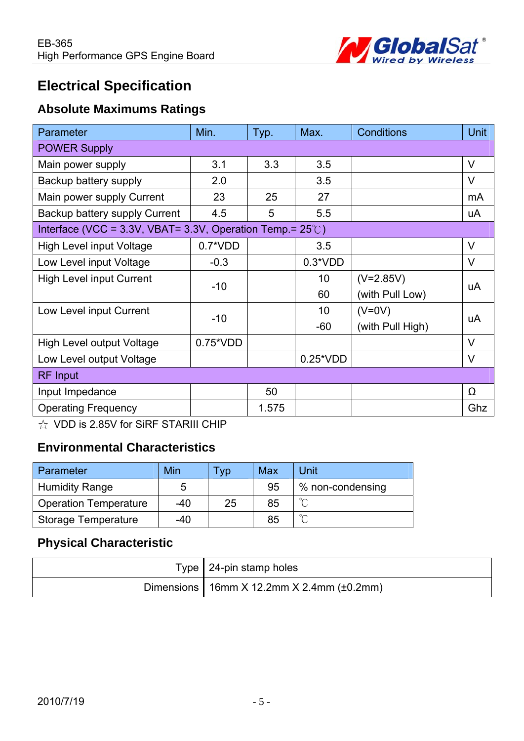# Electrical Specification

## Absolute Maximums Ratings

| Parameter | Min. | Typ. | Max. | Conditions | Unit |
|---|---|---|---|---|---|
| POWER Supply | | | | | |
| Main power supply | 3.1 | 3.3 | 3.5 | | V |
| Backup battery supply | 2.0 | | 3.5 | | V |
| Main power supply Current | 23 | 25 | 27 | | mA |
| Backup battery supply Current | 4.5 | 5 | 5.5 | | uA |
| Interface (VCC = 3.3V, VBAT= 3.3V, Operation Temp.= 25℃) | | | | | |
| High Level input Voltage | 0.7*VDD | | 3.5 | | V |
| Low Level input Voltage | -0.3 | | 0.3*VDD | | V |
| High Level input Current | -10 | | 10<br>60 | (V=2.85V)<br>(with Pull Low) | uA |
| Low Level input Current | -10 | | 10<br>-60 | (V=0V)<br>(with Pull High) | uA |
| High Level output Voltage | 0.75*VDD | | | | V |
| Low Level output Voltage | | | 0.25*VDD | | V |
| RF Input | | | | | |
| Input Impedance | | 50 | | | Ω |
| Operating Frequency | | 1.575 | | | Ghz |

☆ VDD is 2.85V for SiRF STARIII CHIP

## Environmental Characteristics

| Parameter | Min | Typ | Max | Unit |
|---|---|---|---|---|
| Humidity Range | 5 | | 95 | % non-condensing |
| Operation Temperature | -40 | 25 | 85 | ℃ |
| Storage Temperature | -40 | | 85 | ℃ |

## Physical Characteristic

| | |
|---|---|
| Type | 24-pin stamp holes |
| Dimensions | 16mm X 12.2mm X 2.4mm (±0.2mm) |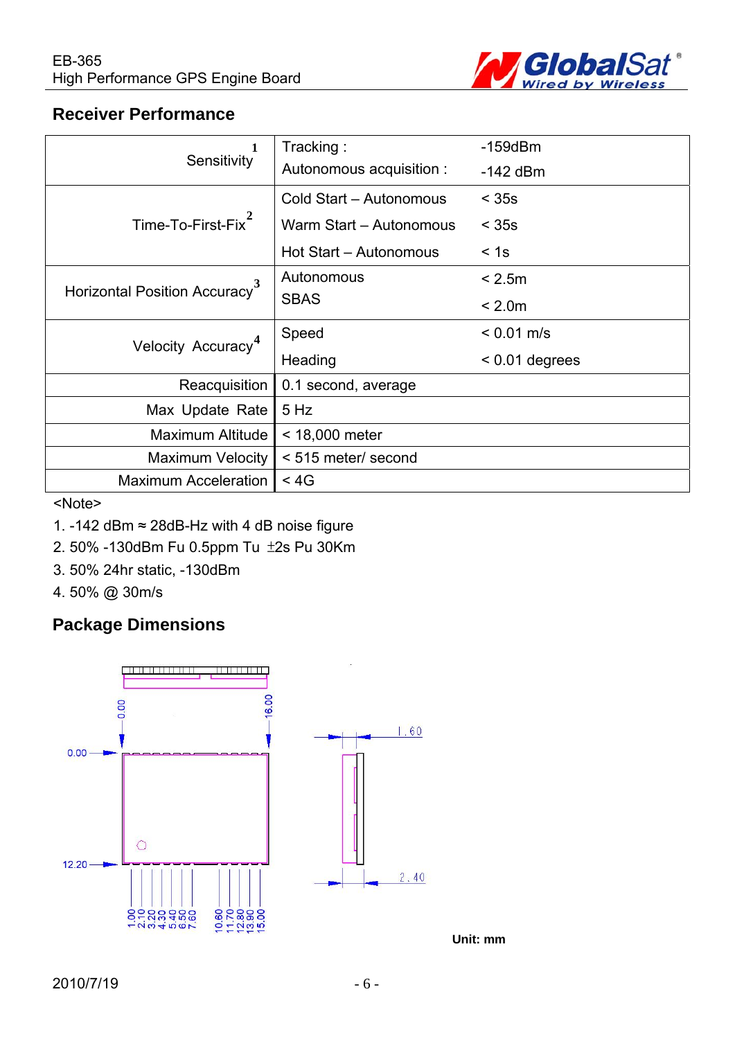## Receiver Performance

| | | |
|---|---|---|
| Sensitivity [1] | Tracking :<br>Autonomous acquisition : | -159dBm<br>-142 dBm |
| Time-To-First-Fix [2] | Cold Start – Autonomous<br>Warm Start – Autonomous<br>Hot Start – Autonomous | < 35s<br>< 35s<br>< 1s |
| Horizontal Position Accuracy [3] | Autonomous<br>SBAS | < 2.5m<br>< 2.0m |
| Velocity Accuracy [4] | Speed<br>Heading | < 0.01 m/s<br>< 0.01 degrees |
| Reacquisition | 0.1 second, average | |
| Max Update Rate | 5 Hz | |
| Maximum Altitude | < 18,000 meter | |
| Maximum Velocity | < 515 meter/ second | |
| Maximum Acceleration | < 4G | |

<Note>

1. -142 dBm ≈ 28dB-Hz with 4 dB noise figure
2. 50% -130dBm Fu 0.5ppm Tu ±2s Pu 30Km
3. 50% 24hr static, -130dBm
4. 50% @ 30m/s

## Package Dimensions

0.00 16.00 0.00 12.20 1.60 2.40

1.00 2.10 3.20 4.30 5.40 6.50 7.60 10.60 11.70 12.80 13.90 15.00

**Unit: mm**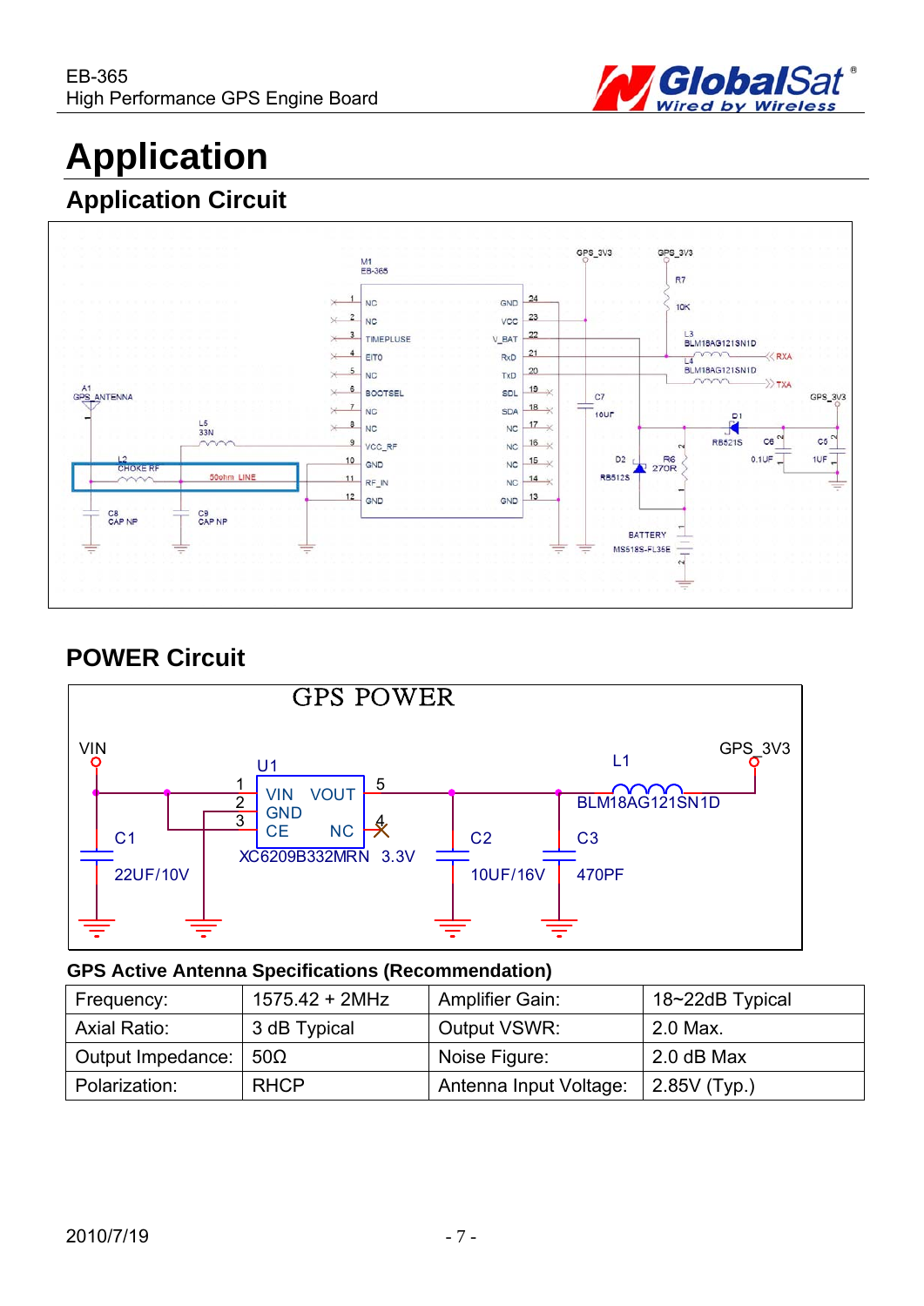# Application

## Application Circuit

## POWER Circuit

### GPS Active Antenna Specifications (Recommendation)

| Frequency: | 1575.42 + 2MHz | Amplifier Gain: | 18~22dB Typical |
|---|---|---|---|
| Axial Ratio: | 3 dB Typical | Output VSWR: | 2.0 Max. |
| Output Impedance: | 50Ω | Noise Figure: | 2.0 dB Max |
| Polarization: | RHCP | Antenna Input Voltage: | 2.85V (Typ.) |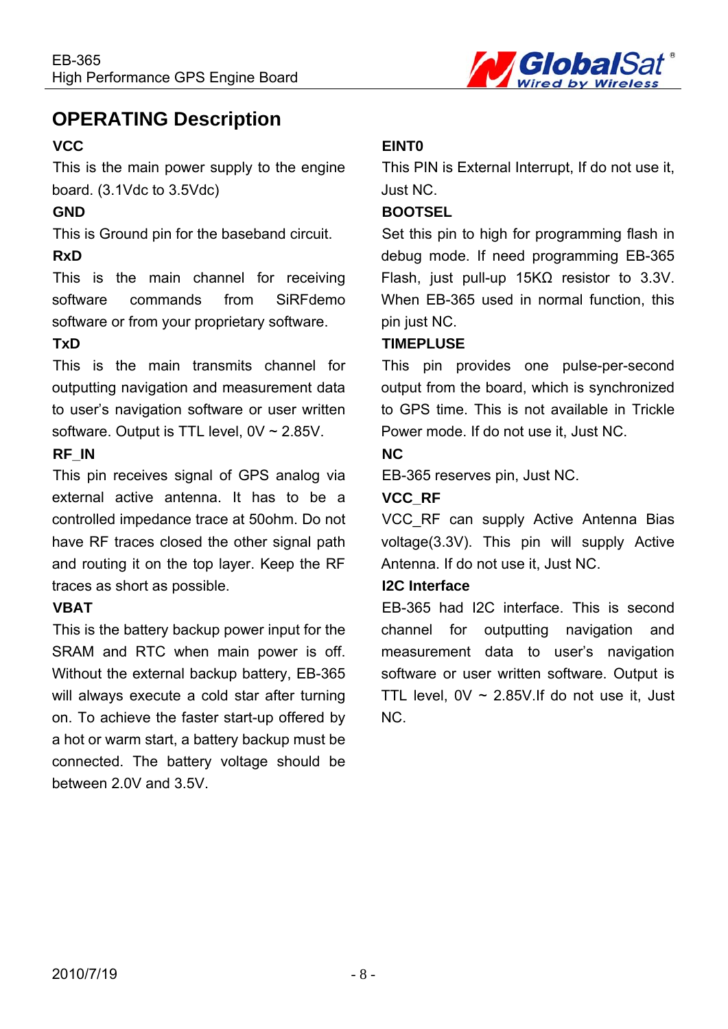## OPERATING Description

**VCC**

This is the main power supply to the engine board. (3.1Vdc to 3.5Vdc)

**GND**

This is Ground pin for the baseband circuit.

**RxD**

This is the main channel for receiving software commands from SiRFdemo software or from your proprietary software.

**TxD**

This is the main transmits channel for outputting navigation and measurement data to user's navigation software or user written software. Output is TTL level, 0V ~ 2.85V.

**RF_IN**

This pin receives signal of GPS analog via external active antenna. It has to be a controlled impedance trace at 50ohm. Do not have RF traces closed the other signal path and routing it on the top layer. Keep the RF traces as short as possible.

**VBAT**

This is the battery backup power input for the SRAM and RTC when main power is off. Without the external backup battery, EB-365 will always execute a cold star after turning on. To achieve the faster start-up offered by a hot or warm start, a battery backup must be connected. The battery voltage should be between 2.0V and 3.5V.

**EINT0**

This PIN is External Interrupt, If do not use it, Just NC.

**BOOTSEL**

Set this pin to high for programming flash in debug mode. If need programming EB-365 Flash, just pull-up 15KΩ resistor to 3.3V. When EB-365 used in normal function, this pin just NC.

**TIMEPLUSE**

This pin provides one pulse-per-second output from the board, which is synchronized to GPS time. This is not available in Trickle Power mode. If do not use it, Just NC.

**NC**

EB-365 reserves pin, Just NC.

**VCC_RF**

VCC_RF can supply Active Antenna Bias voltage(3.3V). This pin will supply Active Antenna. If do not use it, Just NC.

**I2C Interface**

EB-365 had I2C interface. This is second channel for outputting navigation and measurement data to user's navigation software or user written software. Output is TTL level, 0V ~ 2.85V.If do not use it, Just NC.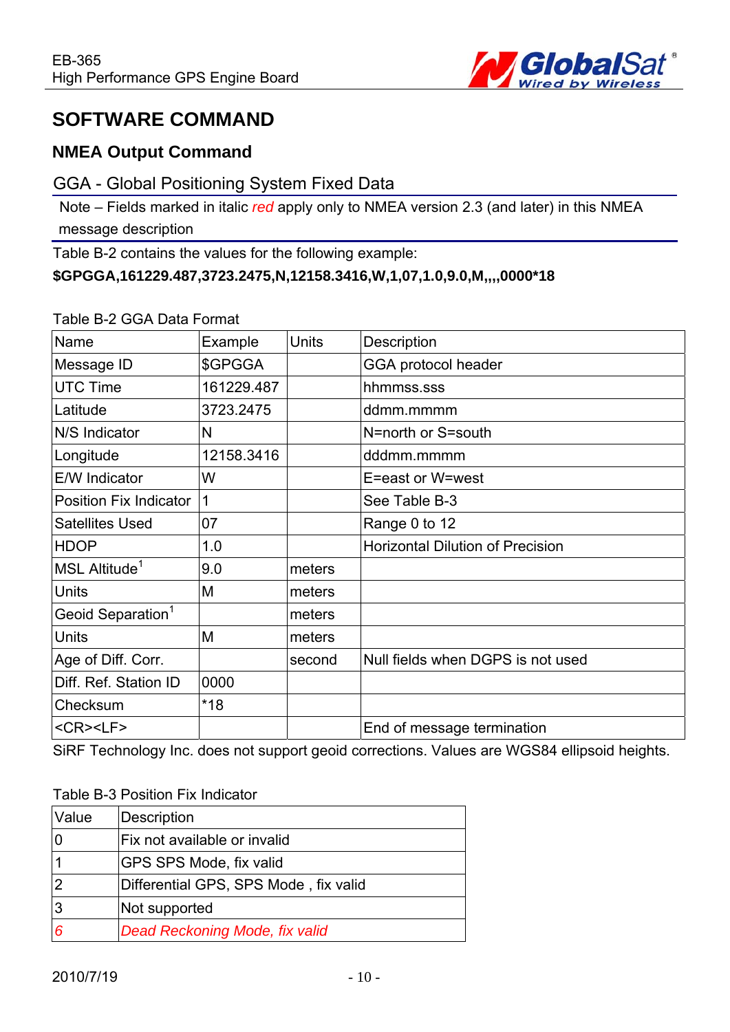# SOFTWARE COMMAND

## NMEA Output Command

### GGA - Global Positioning System Fixed Data

Note – Fields marked in italic *red* apply only to NMEA version 2.3 (and later) in this NMEA message description

Table B-2 contains the values for the following example:

**$GPGGA,161229.487,3723.2475,N,12158.3416,W,1,07,1.0,9.0,M,,,,0000*18**

Table B-2 GGA Data Format

| Name | Example | Units | Description |
|---|---|---|---|
| Message ID | $GPGGA | | GGA protocol header |
| UTC Time | 161229.487 | | hhmmss.sss |
| Latitude | 3723.2475 | | ddmm.mmmm |
| N/S Indicator | N | | N=north or S=south |
| Longitude | 12158.3416 | | dddmm.mmmm |
| E/W Indicator | W | | E=east or W=west |
| Position Fix Indicator | 1 | | See Table B-3 |
| Satellites Used | 07 | | Range 0 to 12 |
| HDOP | 1.0 | | Horizontal Dilution of Precision |
| MSL Altitude[1] | 9.0 | meters | |
| Units | M | meters | |
| Geoid Separation[1] | | meters | |
| Units | M | meters | |
| Age of Diff. Corr. | | second | Null fields when DGPS is not used |
| Diff. Ref. Station ID | 0000 | | |
| Checksum | *18 | | |
| <CR><LF> | | | End of message termination |

SiRF Technology Inc. does not support geoid corrections. Values are WGS84 ellipsoid heights.

Table B-3 Position Fix Indicator

| Value | Description |
|---|---|
| 0 | Fix not available or invalid |
| 1 | GPS SPS Mode, fix valid |
| 2 | Differential GPS, SPS Mode , fix valid |
| 3 | Not supported |
| *6* | *Dead Reckoning Mode, fix valid* |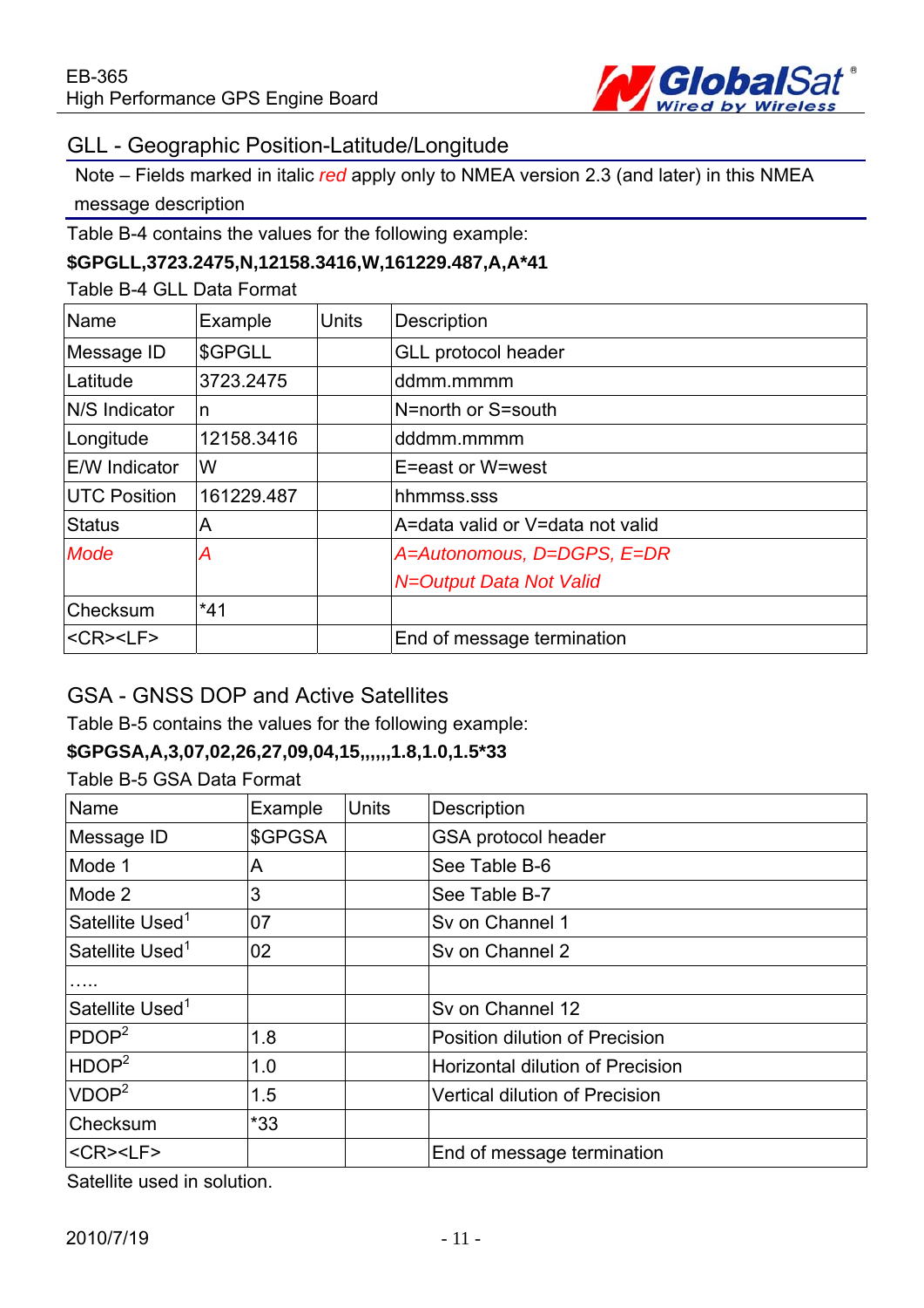## GLL - Geographic Position-Latitude/Longitude

Note – Fields marked in italic *red* apply only to NMEA version 2.3 (and later) in this NMEA message description

Table B-4 contains the values for the following example:

**$GPGLL,3723.2475,N,12158.3416,W,161229.487,A,A*41**

Table B-4 GLL Data Format

| Name | Example | Units | Description |
|---|---|---|---|
| Message ID | $GPGLL | | GLL protocol header |
| Latitude | 3723.2475 | | ddmm.mmmm |
| N/S Indicator | n | | N=north or S=south |
| Longitude | 12158.3416 | | dddmm.mmmm |
| E/W Indicator | W | | E=east or W=west |
| UTC Position | 161229.487 | | hhmmss.sss |
| Status | A | | A=data valid or V=data not valid |
| *Mode* | *A* | | *A=Autonomous, D=DGPS, E=DR*<br>*N=Output Data Not Valid* |
| Checksum | *41 | | |
| <CR><LF> | | | End of message termination |

## GSA - GNSS DOP and Active Satellites

Table B-5 contains the values for the following example:

**$GPGSA,A,3,07,02,26,27,09,04,15,,,,,,1.8,1.0,1.5*33**

Table B-5 GSA Data Format

| Name | Example | Units | Description |
|---|---|---|---|
| Message ID | $GPGSA | | GSA protocol header |
| Mode 1 | A | | See Table B-6 |
| Mode 2 | 3 | | See Table B-7 |
| Satellite Used[1] | 07 | | Sv on Channel 1 |
| Satellite Used[1] | 02 | | Sv on Channel 2 |
| ….. | | | |
| Satellite Used[1] | | | Sv on Channel 12 |
| PDOP[2] | 1.8 | | Position dilution of Precision |
| HDOP[2] | 1.0 | | Horizontal dilution of Precision |
| VDOP[2] | 1.5 | | Vertical dilution of Precision |
| Checksum | *33 | | |
| <CR><LF> | | | End of message termination |

Satellite used in solution.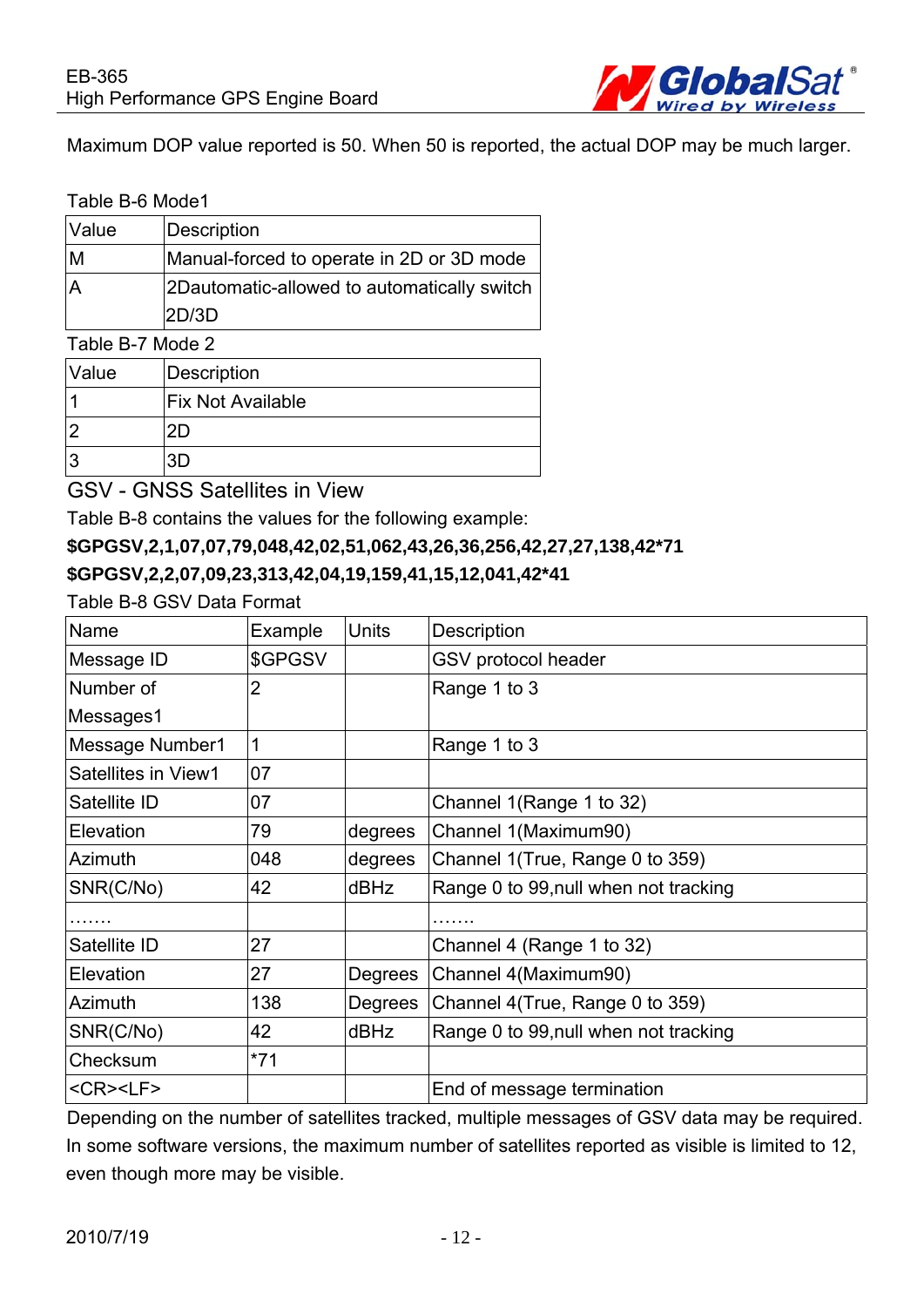Maximum DOP value reported is 50. When 50 is reported, the actual DOP may be much larger.

Table B-6 Mode1

| Value | Description |
|---|---|
| M | Manual-forced to operate in 2D or 3D mode |
| A | 2Dautomatic-allowed to automatically switch 2D/3D |

Table B-7 Mode 2

| Value | Description |
|---|---|
| 1 | Fix Not Available |
| 2 | 2D |
| 3 | 3D |

## GSV - GNSS Satellites in View

Table B-8 contains the values for the following example:

**$GPGSV,2,1,07,07,79,048,42,02,51,062,43,26,36,256,42,27,27,138,42*71**

**$GPGSV,2,2,07,09,23,313,42,04,19,159,41,15,12,041,42*41**

Table B-8 GSV Data Format

| Name | Example | Units | Description |
|---|---|---|---|
| Message ID | $GPGSV | | GSV protocol header |
| Number of Messages1 | 2 | | Range 1 to 3 |
| Message Number1 | 1 | | Range 1 to 3 |
| Satellites in View1 | 07 | | |
| Satellite ID | 07 | | Channel 1(Range 1 to 32) |
| Elevation | 79 | degrees | Channel 1(Maximum90) |
| Azimuth | 048 | degrees | Channel 1(True, Range 0 to 359) |
| SNR(C/No) | 42 | dBHz | Range 0 to 99,null when not tracking |
| ……. | | | ……. |
| Satellite ID | 27 | | Channel 4 (Range 1 to 32) |
| Elevation | 27 | Degrees | Channel 4(Maximum90) |
| Azimuth | 138 | Degrees | Channel 4(True, Range 0 to 359) |
| SNR(C/No) | 42 | dBHz | Range 0 to 99,null when not tracking |
| Checksum | *71 | | |
| <CR><LF> | | | End of message termination |

Depending on the number of satellites tracked, multiple messages of GSV data may be required. In some software versions, the maximum number of satellites reported as visible is limited to 12, even though more may be visible.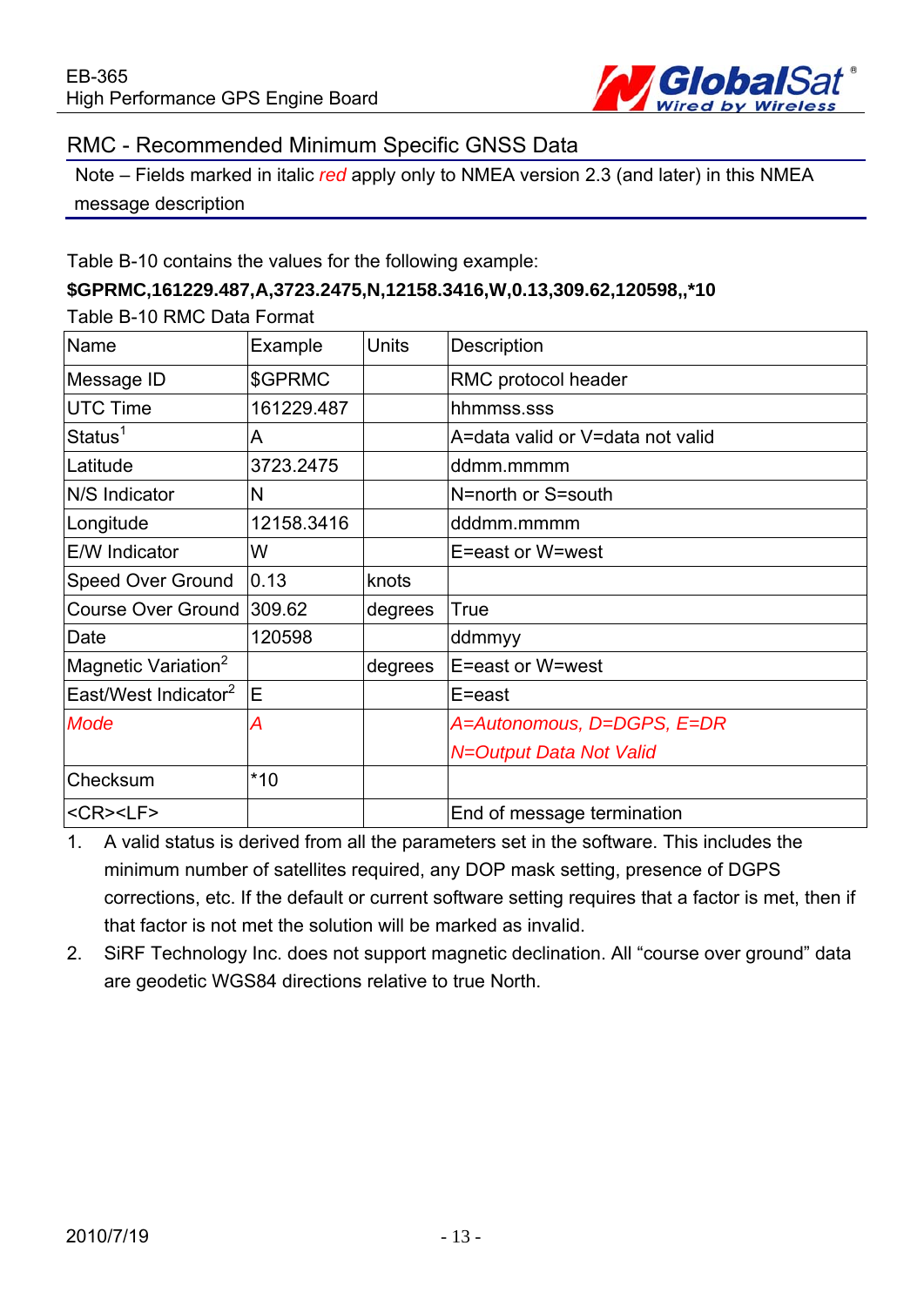## RMC - Recommended Minimum Specific GNSS Data

Note – Fields marked in italic *red* apply only to NMEA version 2.3 (and later) in this NMEA message description

Table B-10 contains the values for the following example:

**$GPRMC,161229.487,A,3723.2475,N,12158.3416,W,0.13,309.62,120598,,*10**

Table B-10 RMC Data Format

| Name | Example | Units | Description |
|---|---|---|---|
| Message ID | $GPRMC | | RMC protocol header |
| UTC Time | 161229.487 | | hhmmss.sss |
| Status[1] | A | | A=data valid or V=data not valid |
| Latitude | 3723.2475 | | ddmm.mmmm |
| N/S Indicator | N | | N=north or S=south |
| Longitude | 12158.3416 | | dddmm.mmmm |
| E/W Indicator | W | | E=east or W=west |
| Speed Over Ground | 0.13 | knots | |
| Course Over Ground | 309.62 | degrees | True |
| Date | 120598 | | ddmmyy |
| Magnetic Variation[2] | | degrees | E=east or W=west |
| East/West Indicator[2] | E | | E=east |
| *Mode* | *A* | | *A=Autonomous, D=DGPS, E=DR* *N=Output Data Not Valid* |
| Checksum | *10 | | |
| <CR><LF> | | | End of message termination |

1. A valid status is derived from all the parameters set in the software. This includes the minimum number of satellites required, any DOP mask setting, presence of DGPS corrections, etc. If the default or current software setting requires that a factor is met, then if that factor is not met the solution will be marked as invalid.
2. SiRF Technology Inc. does not support magnetic declination. All "course over ground" data are geodetic WGS84 directions relative to true North.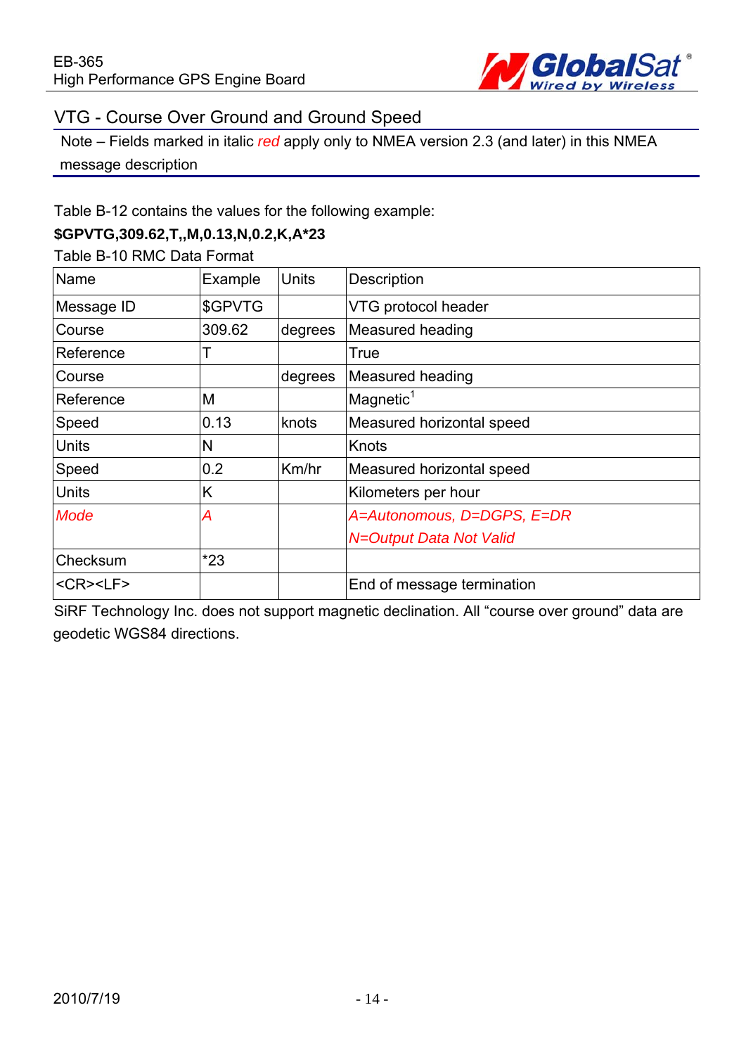## VTG - Course Over Ground and Ground Speed

Note – Fields marked in italic *red* apply only to NMEA version 2.3 (and later) in this NMEA message description

Table B-12 contains the values for the following example:

**$GPVTG,309.62,T,,M,0.13,N,0.2,K,A*23**

Table B-10 RMC Data Format

| Name | Example | Units | Description |
|---|---|---|---|
| Message ID | $GPVTG | | VTG protocol header |
| Course | 309.62 | degrees | Measured heading |
| Reference | T | | True |
| Course | | degrees | Measured heading |
| Reference | M | | Magnetic[1] |
| Speed | 0.13 | knots | Measured horizontal speed |
| Units | N | | Knots |
| Speed | 0.2 | Km/hr | Measured horizontal speed |
| Units | K | | Kilometers per hour |
| *Mode* | *A* | | *A=Autonomous, D=DGPS, E=DR N=Output Data Not Valid* |
| Checksum | *23 | | |
| <CR><LF> | | | End of message termination |

SiRF Technology Inc. does not support magnetic declination. All “course over ground” data are geodetic WGS84 directions.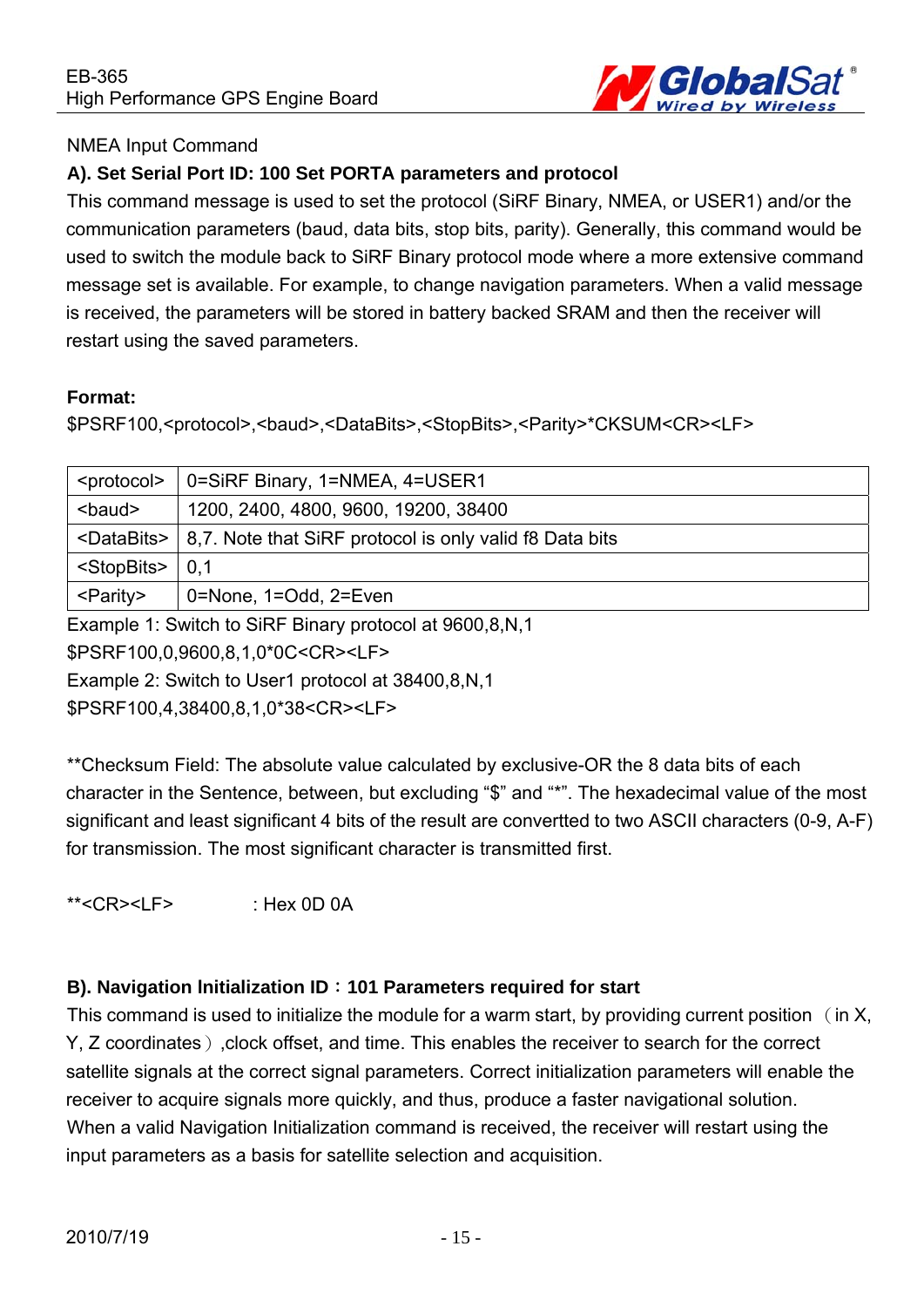NMEA Input Command

**A). Set Serial Port ID: 100 Set PORTA parameters and protocol**

This command message is used to set the protocol (SiRF Binary, NMEA, or USER1) and/or the communication parameters (baud, data bits, stop bits, parity). Generally, this command would be used to switch the module back to SiRF Binary protocol mode where a more extensive command message set is available. For example, to change navigation parameters. When a valid message is received, the parameters will be stored in battery backed SRAM and then the receiver will restart using the saved parameters.

**Format:**

$PSRF100,<protocol>,<baud>,<DataBits>,<StopBits>,<Parity>*CKSUM<CR><LF>

| <protocol> | 0=SiRF Binary, 1=NMEA, 4=USER1 |
|---|---|
| <baud> | 1200, 2400, 4800, 9600, 19200, 38400 |
| <DataBits> | 8,7. Note that SiRF protocol is only valid f8 Data bits |
| <StopBits> | 0,1 |
| <Parity> | 0=None, 1=Odd, 2=Even |

Example 1: Switch to SiRF Binary protocol at 9600,8,N,1

$PSRF100,0,9600,8,1,0*0C<CR><LF>

Example 2: Switch to User1 protocol at 38400,8,N,1

$PSRF100,4,38400,8,1,0*38<CR><LF>

**Checksum Field: The absolute value calculated by exclusive-OR the 8 data bits of each character in the Sentence, between, but excluding "$" and "*". The hexadecimal value of the most significant and least significant 4 bits of the result are convertted to two ASCII characters (0-9, A-F) for transmission. The most significant character is transmitted first.

**<CR><LF> : Hex 0D 0A

**B). Navigation Initialization ID：101 Parameters required for start**

This command is used to initialize the module for a warm start, by providing current position （in X, Y, Z coordinates）,clock offset, and time. This enables the receiver to search for the correct satellite signals at the correct signal parameters. Correct initialization parameters will enable the receiver to acquire signals more quickly, and thus, produce a faster navigational solution.
When a valid Navigation Initialization command is received, the receiver will restart using the input parameters as a basis for satellite selection and acquisition.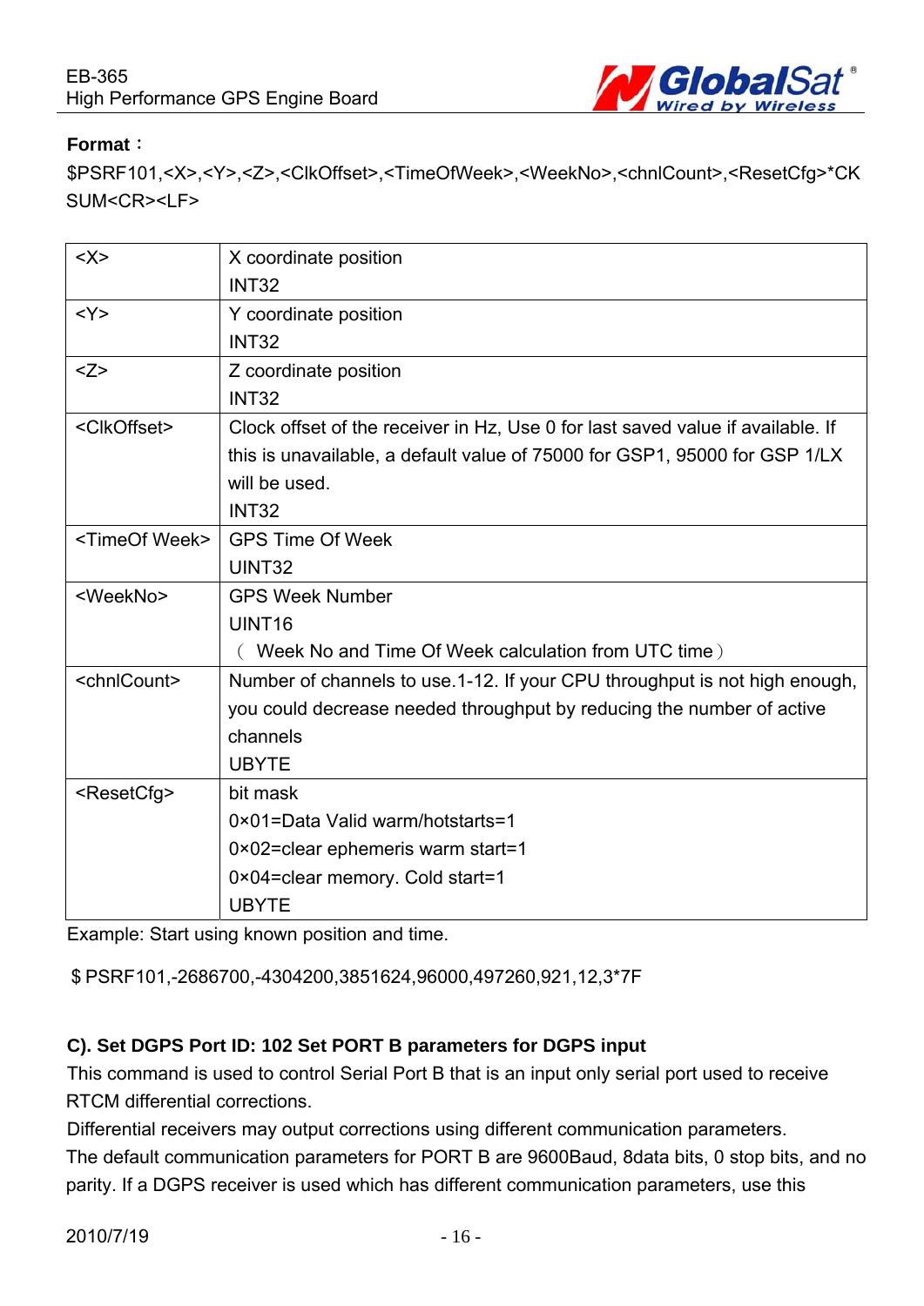**Format：**

$PSRF101,<X>,<Y>,<Z>,<ClkOffset>,<TimeOfWeek>,<WeekNo>,<chnlCount>,<ResetCfg>*CKSUM<CR><LF>

| | |
|---|---|
| <X> | X coordinate position<br>INT32 |
| <Y> | Y coordinate position<br>INT32 |
| <Z> | Z coordinate position<br>INT32 |
| <ClkOffset> | Clock offset of the receiver in Hz, Use 0 for last saved value if available. If this is unavailable, a default value of 75000 for GSP1, 95000 for GSP 1/LX will be used.<br>INT32 |
| <TimeOf Week> | GPS Time Of Week<br>UINT32 |
| <WeekNo> | GPS Week Number<br>UINT16<br>（ Week No and Time Of Week calculation from UTC time） |
| <chnlCount> | Number of channels to use.1-12. If your CPU throughput is not high enough, you could decrease needed throughput by reducing the number of active channels<br>UBYTE |
| <ResetCfg> | bit mask<br>0×01=Data Valid warm/hotstarts=1<br>0×02=clear ephemeris warm start=1<br>0×04=clear memory. Cold start=1<br>UBYTE |

Example: Start using known position and time.

$ PSRF101,-2686700,-4304200,3851624,96000,497260,921,12,3*7F

**C). Set DGPS Port ID: 102 Set PORT B parameters for DGPS input**

This command is used to control Serial Port B that is an input only serial port used to receive RTCM differential corrections.

Differential receivers may output corrections using different communication parameters.

The default communication parameters for PORT B are 9600Baud, 8data bits, 0 stop bits, and no parity. If a DGPS receiver is used which has different communication parameters, use this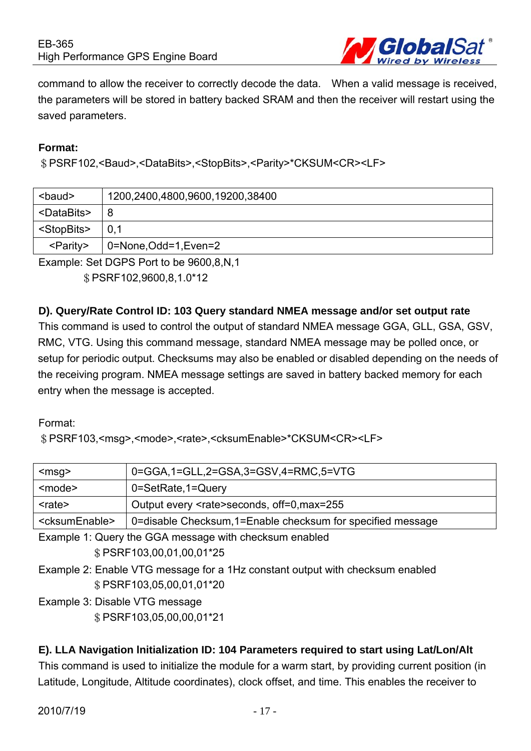command to allow the receiver to correctly decode the data. When a valid message is received, the parameters will be stored in battery backed SRAM and then the receiver will restart using the saved parameters.

**Format:**

＄PSRF102,<Baud>,<DataBits>,<StopBits>,<Parity>*CKSUM<CR><LF>

| <baud> | 1200,2400,4800,9600,19200,38400 |
|---|---|
| <DataBits> | 8 |
| <StopBits> | 0,1 |
| <Parity> | 0=None,Odd=1,Even=2 |

Example: Set DGPS Port to be 9600,8,N,1

＄PSRF102,9600,8,1.0*12

**D). Query/Rate Control ID: 103 Query standard NMEA message and/or set output rate**

This command is used to control the output of standard NMEA message GGA, GLL, GSA, GSV, RMC, VTG. Using this command message, standard NMEA message may be polled once, or setup for periodic output. Checksums may also be enabled or disabled depending on the needs of the receiving program. NMEA message settings are saved in battery backed memory for each entry when the message is accepted.

Format:

＄PSRF103,<msg>,<mode>,<rate>,<cksumEnable>*CKSUM<CR><LF>

| <msg> | 0=GGA,1=GLL,2=GSA,3=GSV,4=RMC,5=VTG |
|---|---|
| <mode> | 0=SetRate,1=Query |
| <rate> | Output every <rate>seconds, off=0,max=255 |
| <cksumEnable> | 0=disable Checksum,1=Enable checksum for specified message |

Example 1: Query the GGA message with checksum enabled

＄PSRF103,00,01,00,01*25

Example 2: Enable VTG message for a 1Hz constant output with checksum enabled

＄PSRF103,05,00,01,01*20

Example 3: Disable VTG message

＄PSRF103,05,00,00,01*21

**E). LLA Navigation Initialization ID: 104 Parameters required to start using Lat/Lon/Alt**

This command is used to initialize the module for a warm start, by providing current position (in Latitude, Longitude, Altitude coordinates), clock offset, and time. This enables the receiver to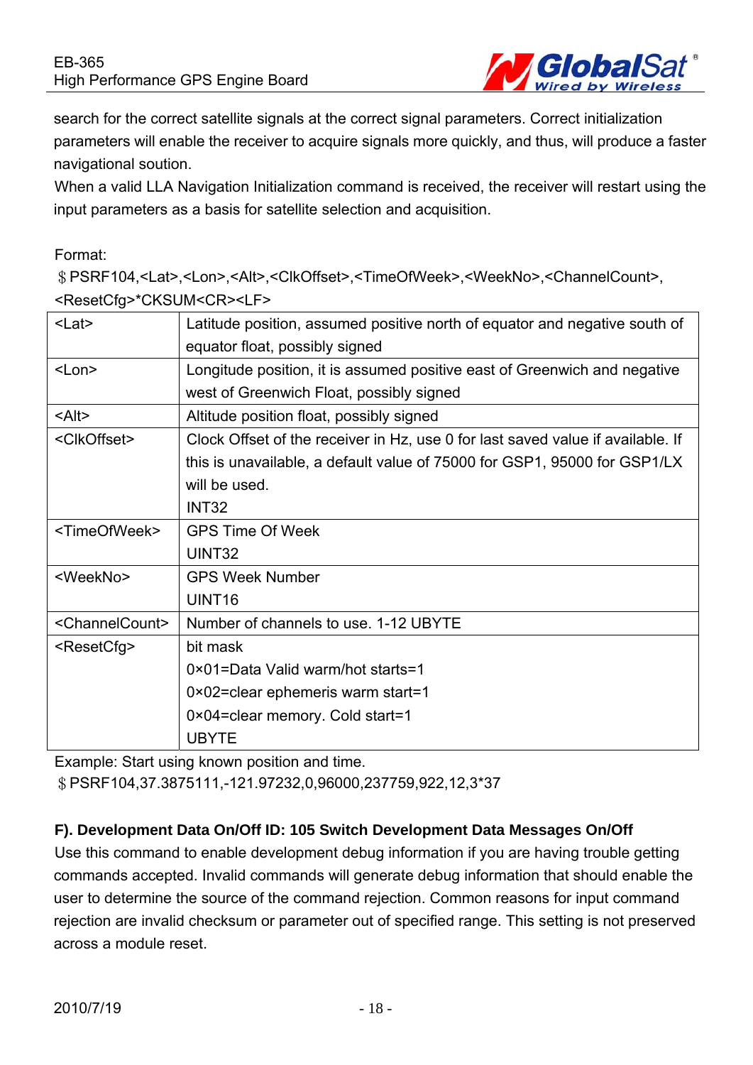search for the correct satellite signals at the correct signal parameters. Correct initialization parameters will enable the receiver to acquire signals more quickly, and thus, will produce a faster navigational soution.

When a valid LLA Navigation Initialization command is received, the receiver will restart using the input parameters as a basis for satellite selection and acquisition.

Format:

＄PSRF104,<Lat>,<Lon>,<Alt>,<ClkOffset>,<TimeOfWeek>,<WeekNo>,<ChannelCount>,<ResetCfg>*CKSUM<CR><LF>

| | |
|---|---|
| <Lat> | Latitude position, assumed positive north of equator and negative south of equator float, possibly signed |
| <Lon> | Longitude position, it is assumed positive east of Greenwich and negative west of Greenwich Float, possibly signed |
| <Alt> | Altitude position float, possibly signed |
| <ClkOffset> | Clock Offset of the receiver in Hz, use 0 for last saved value if available. If this is unavailable, a default value of 75000 for GSP1, 95000 for GSP1/LX will be used.<br>INT32 |
| <TimeOfWeek> | GPS Time Of Week<br>UINT32 |
| <WeekNo> | GPS Week Number<br>UINT16 |
| <ChannelCount> | Number of channels to use. 1-12 UBYTE |
| <ResetCfg> | bit mask<br>0×01=Data Valid warm/hot starts=1<br>0×02=clear ephemeris warm start=1<br>0×04=clear memory. Cold start=1<br>UBYTE |

Example: Start using known position and time.

＄PSRF104,37.3875111,-121.97232,0,96000,237759,922,12,3*37

**F). Development Data On/Off ID: 105 Switch Development Data Messages On/Off**

Use this command to enable development debug information if you are having trouble getting commands accepted. Invalid commands will generate debug information that should enable the user to determine the source of the command rejection. Common reasons for input command rejection are invalid checksum or parameter out of specified range. This setting is not preserved across a module reset.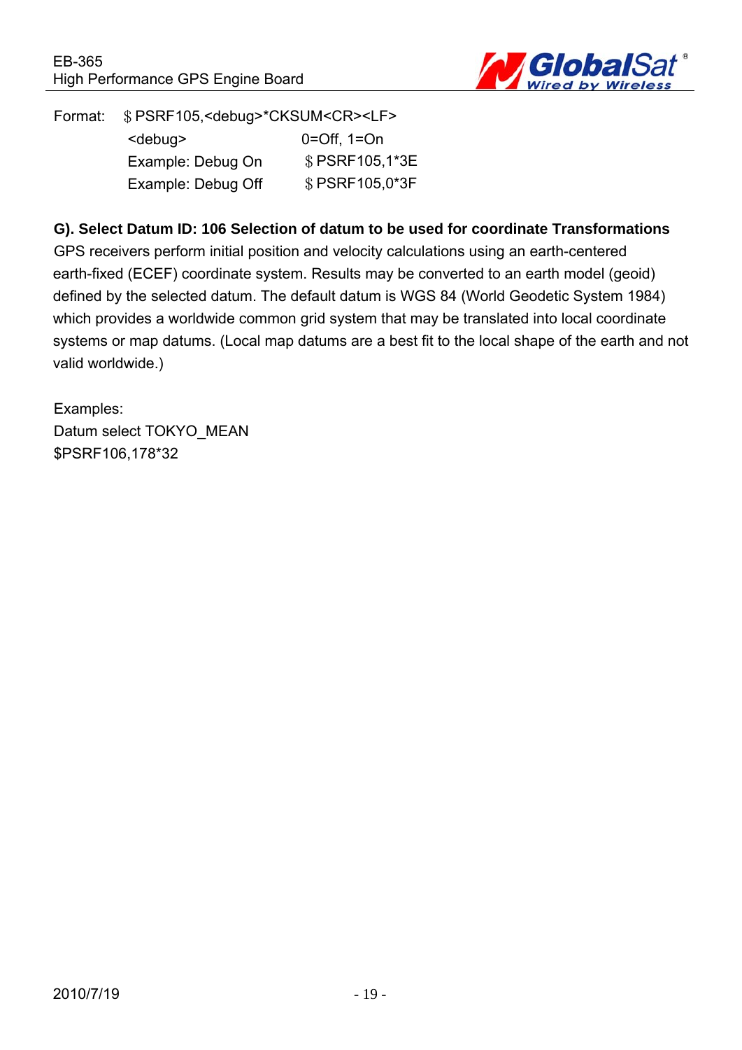Format: $PSRF105,<debug>*CKSUM<CR><LF>

| | |
|---|---|
| <debug> | 0=Off, 1=On |
| Example: Debug On | $PSRF105,1*3E |
| Example: Debug Off | $PSRF105,0*3F |

**G). Select Datum ID: 106 Selection of datum to be used for coordinate Transformations**

GPS receivers perform initial position and velocity calculations using an earth-centered earth-fixed (ECEF) coordinate system. Results may be converted to an earth model (geoid) defined by the selected datum. The default datum is WGS 84 (World Geodetic System 1984) which provides a worldwide common grid system that may be translated into local coordinate systems or map datums. (Local map datums are a best fit to the local shape of the earth and not valid worldwide.)

Examples:
Datum select TOKYO_MEAN
$PSRF106,178*32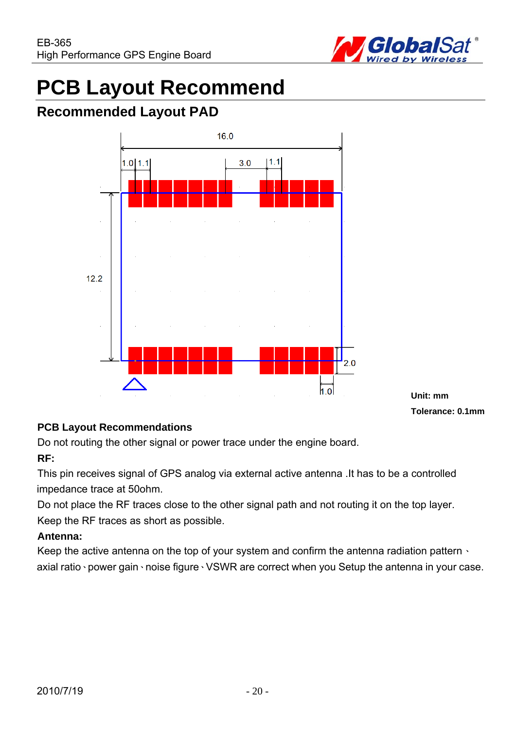# PCB Layout Recommend

## Recommended Layout PAD

16.0

1.0 1.1 3.0 1.1

12.2

2.0

1.0

**Unit: mm**

**Tolerance: 0.1mm**

**PCB Layout Recommendations**

Do not routing the other signal or power trace under the engine board.

**RF:**

This pin receives signal of GPS analog via external active antenna .It has to be a controlled impedance trace at 50ohm.

Do not place the RF traces close to the other signal path and not routing it on the top layer.

Keep the RF traces as short as possible.

**Antenna:**

Keep the active antenna on the top of your system and confirm the antenna radiation pattern、axial ratio、power gain、noise figure、VSWR are correct when you Setup the antenna in your case.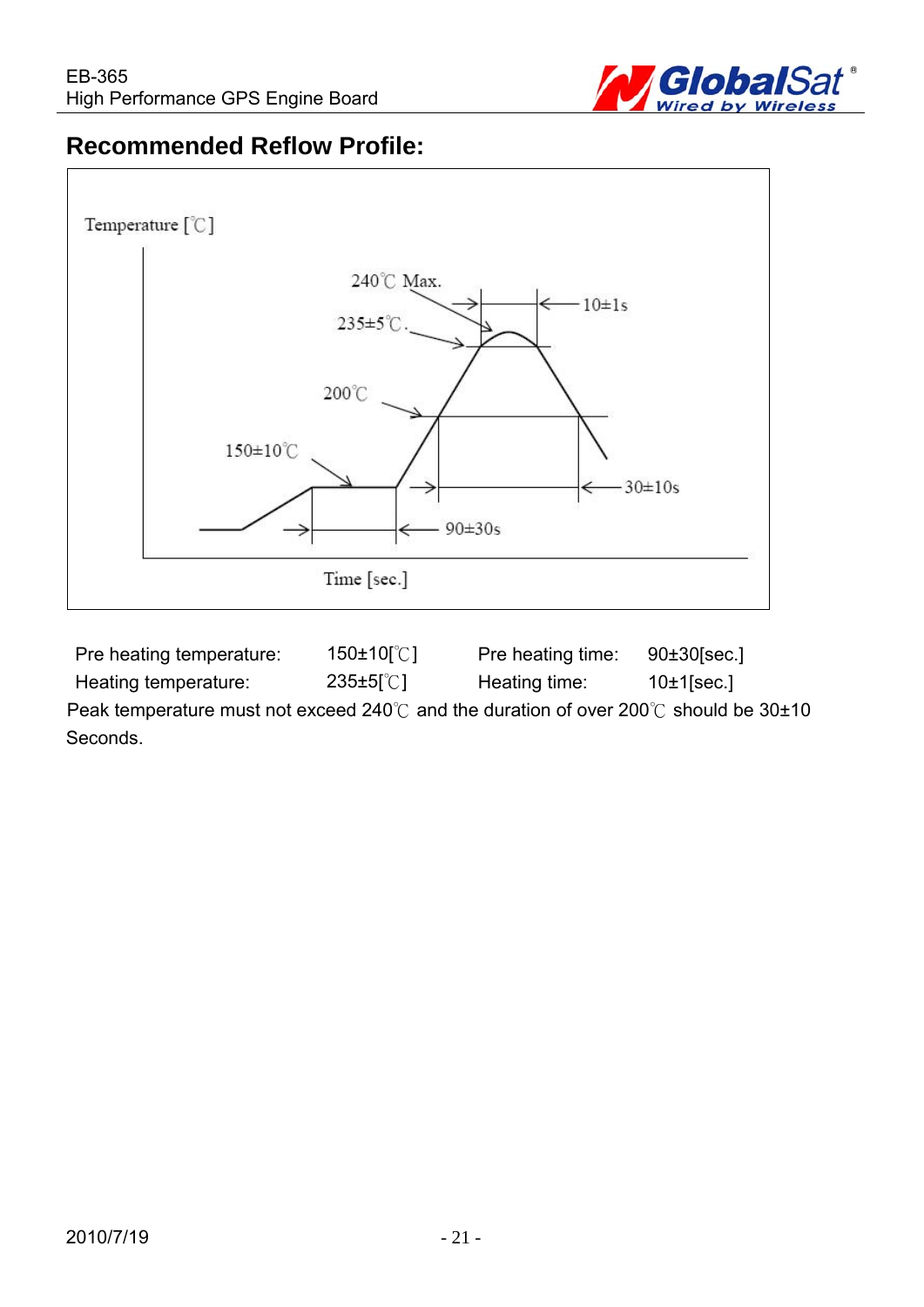## Recommended Reflow Profile:

Temperature [℃]

240℃ Max.

235±5℃.

10±1s

200℃

150±10℃

30±10s

90±30s

Time [sec.]

| | | | |
|---|---|---|---|
| Pre heating temperature: | 150±10[℃] | Pre heating time: | 90±30[sec.] |
| Heating temperature: | 235±5[℃] | Heating time: | 10±1[sec.] |

Peak temperature must not exceed 240℃ and the duration of over 200℃ should be 30±10 Seconds.